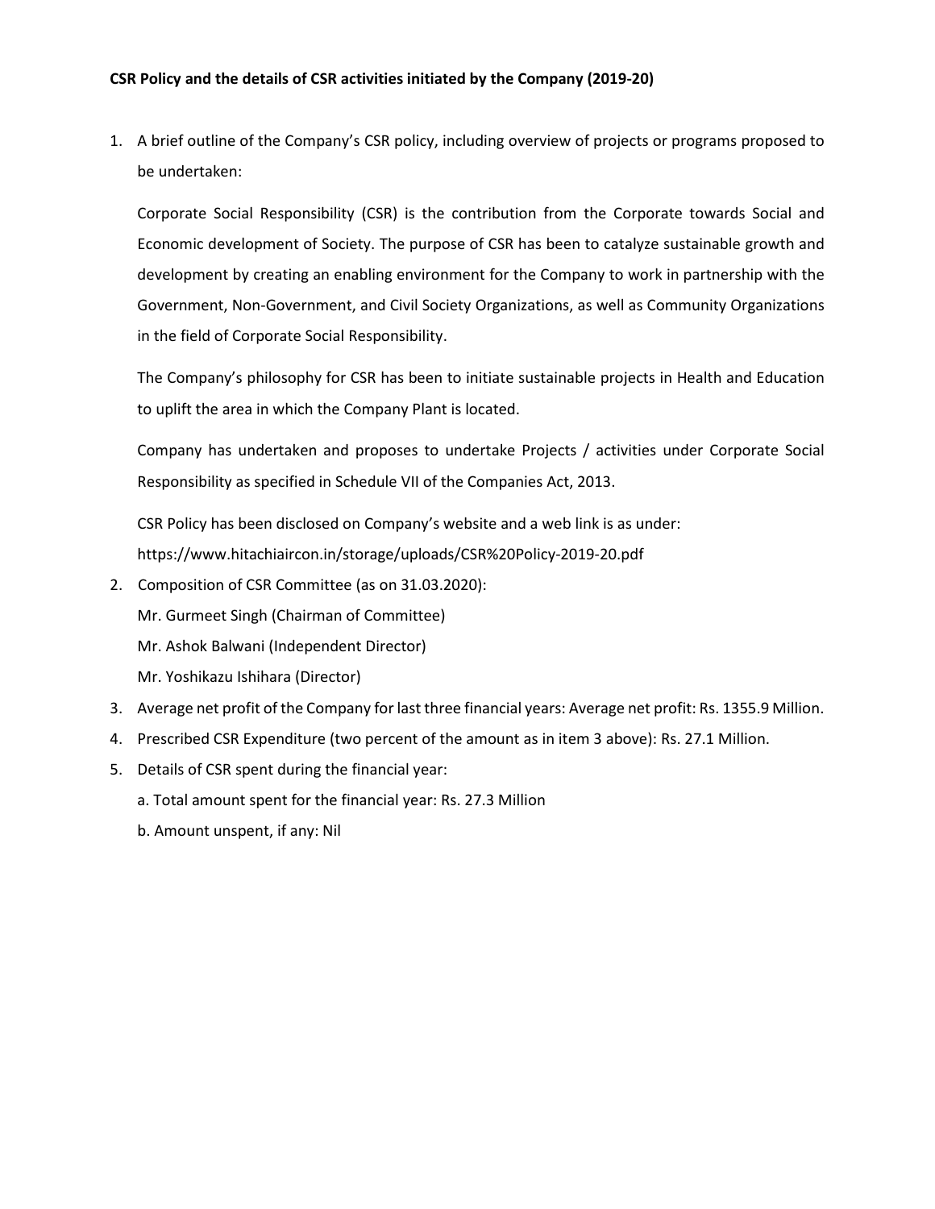**CSR Policy and the details of CSR activities initiated by the Company (2019-20)**

1. A brief outline of the Company's CSR policy, including overview of projects or programs proposed to be undertaken:

   Corporate Social Responsibility (CSR) is the contribution from the Corporate towards Social and Economic development of Society. The purpose of CSR has been to catalyze sustainable growth and development by creating an enabling environment for the Company to work in partnership with the Government, Non-Government, and Civil Society Organizations, as well as Community Organizations in the field of Corporate Social Responsibility.

   The Company's philosophy for CSR has been to initiate sustainable projects in Health and Education to uplift the area in which the Company Plant is located.

   Company has undertaken and proposes to undertake Projects / activities under Corporate Social Responsibility as specified in Schedule VII of the Companies Act, 2013.

   CSR Policy has been disclosed on Company's website and a web link is as under:
   https://www.hitachiaircon.in/storage/uploads/CSR%20Policy-2019-20.pdf

2. Composition of CSR Committee (as on 31.03.2020):
   Mr. Gurmeet Singh (Chairman of Committee)
   Mr. Ashok Balwani (Independent Director)
   Mr. Yoshikazu Ishihara (Director)

3. Average net profit of the Company for last three financial years: Average net profit: Rs. 1355.9 Million.

4. Prescribed CSR Expenditure (two percent of the amount as in item 3 above): Rs. 27.1 Million.

5. Details of CSR spent during the financial year:

   a. Total amount spent for the financial year: Rs. 27.3 Million

   b. Amount unspent, if any: Nil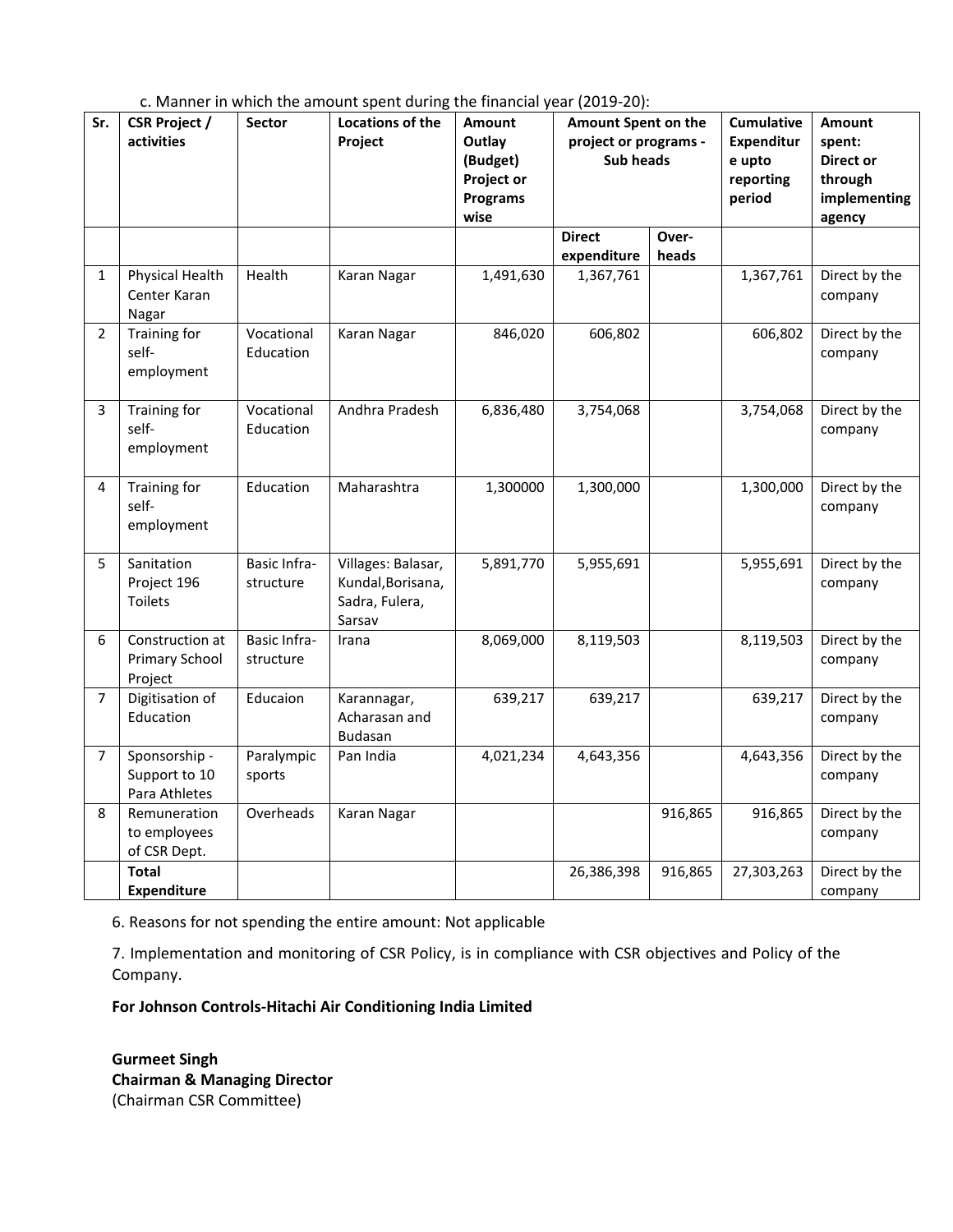c. Manner in which the amount spent during the financial year (2019-20):

| Sr. | CSR Project / activities | Sector | Locations of the Project | Amount Outlay (Budget) Project or Programs wise | Amount Spent on the project or programs - Sub heads | | Cumulative Expenditure upto reporting period | Amount spent: Direct or through implementing agency |
|---|---|---|---|---|---|---|---|---|
| | | | | | Direct expenditure | Over-heads | | |
| 1 | Physical Health Center Karan Nagar | Health | Karan Nagar | 1,491,630 | 1,367,761 | | 1,367,761 | Direct by the company |
| 2 | Training for self-employment | Vocational Education | Karan Nagar | 846,020 | 606,802 | | 606,802 | Direct by the company |
| 3 | Training for self-employment | Vocational Education | Andhra Pradesh | 6,836,480 | 3,754,068 | | 3,754,068 | Direct by the company |
| 4 | Training for self-employment | Education | Maharashtra | 1,300000 | 1,300,000 | | 1,300,000 | Direct by the company |
| 5 | Sanitation Project 196 Toilets | Basic Infra-structure | Villages: Balasar, Kundal,Borisana, Sadra, Fulera, Sarsav | 5,891,770 | 5,955,691 | | 5,955,691 | Direct by the company |
| 6 | Construction at Primary School Project | Basic Infra-structure | Irana | 8,069,000 | 8,119,503 | | 8,119,503 | Direct by the company |
| 7 | Digitisation of Education | Educaion | Karannagar, Acharasan and Budasan | 639,217 | 639,217 | | 639,217 | Direct by the company |
| 7 | Sponsorship - Support to 10 Para Athletes | Paralympic sports | Pan India | 4,021,234 | 4,643,356 | | 4,643,356 | Direct by the company |
| 8 | Remuneration to employees of CSR Dept. | Overheads | Karan Nagar | | | 916,865 | 916,865 | Direct by the company |
| | **Total Expenditure** | | | | 26,386,398 | 916,865 | 27,303,263 | Direct by the company |

6. Reasons for not spending the entire amount: Not applicable

7. Implementation and monitoring of CSR Policy, is in compliance with CSR objectives and Policy of the Company.

**For Johnson Controls-Hitachi Air Conditioning India Limited**

**Gurmeet Singh**
**Chairman & Managing Director**
(Chairman CSR Committee)